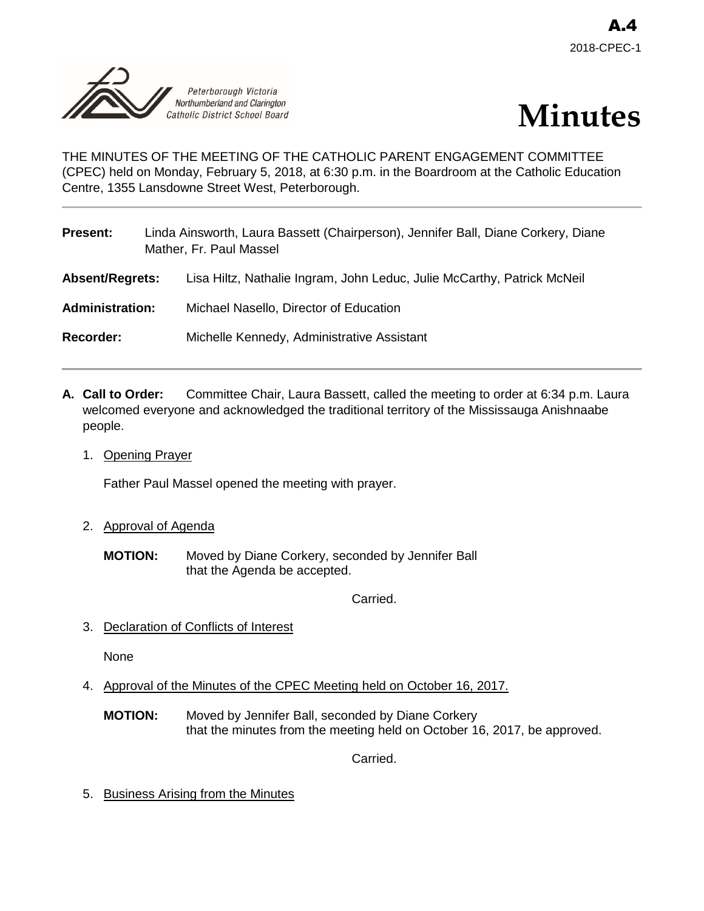A.4
2018-CPEC-1

Peterborough Victoria Northumberland and Clarington Catholic District School Board

# Minutes

THE MINUTES OF THE MEETING OF THE CATHOLIC PARENT ENGAGEMENT COMMITTEE (CPEC) held on Monday, February 5, 2018, at 6:30 p.m. in the Boardroom at the Catholic Education Centre, 1355 Lansdowne Street West, Peterborough.

---

**Present:** Linda Ainsworth, Laura Bassett (Chairperson), Jennifer Ball, Diane Corkery, Diane Mather, Fr. Paul Massel

**Absent/Regrets:** Lisa Hiltz, Nathalie Ingram, John Leduc, Julie McCarthy, Patrick McNeil

**Administration:** Michael Nasello, Director of Education

**Recorder:** Michelle Kennedy, Administrative Assistant

---

**A. Call to Order:** Committee Chair, Laura Bassett, called the meeting to order at 6:34 p.m. Laura welcomed everyone and acknowledged the traditional territory of the Mississauga Anishnaabe people.

1. Opening Prayer

   Father Paul Massel opened the meeting with prayer.

2. Approval of Agenda

   **MOTION:** Moved by Diane Corkery, seconded by Jennifer Ball that the Agenda be accepted.

   Carried.

3. Declaration of Conflicts of Interest

   None

4. Approval of the Minutes of the CPEC Meeting held on October 16, 2017.

   **MOTION:** Moved by Jennifer Ball, seconded by Diane Corkery that the minutes from the meeting held on October 16, 2017, be approved.

   Carried.

5. Business Arising from the Minutes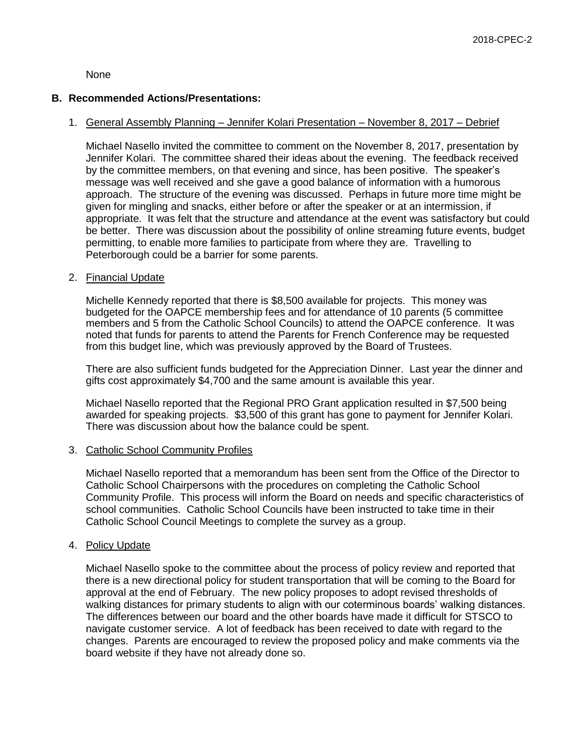None

## B. Recommended Actions/Presentations:

1. General Assembly Planning – Jennifer Kolari Presentation – November 8, 2017 – Debrief

   Michael Nasello invited the committee to comment on the November 8, 2017, presentation by Jennifer Kolari. The committee shared their ideas about the evening. The feedback received by the committee members, on that evening and since, has been positive. The speaker's message was well received and she gave a good balance of information with a humorous approach. The structure of the evening was discussed. Perhaps in future more time might be given for mingling and snacks, either before or after the speaker or at an intermission, if appropriate. It was felt that the structure and attendance at the event was satisfactory but could be better. There was discussion about the possibility of online streaming future events, budget permitting, to enable more families to participate from where they are. Travelling to Peterborough could be a barrier for some parents.

2. Financial Update

   Michelle Kennedy reported that there is $8,500 available for projects. This money was budgeted for the OAPCE membership fees and for attendance of 10 parents (5 committee members and 5 from the Catholic School Councils) to attend the OAPCE conference. It was noted that funds for parents to attend the Parents for French Conference may be requested from this budget line, which was previously approved by the Board of Trustees.

   There are also sufficient funds budgeted for the Appreciation Dinner. Last year the dinner and gifts cost approximately $4,700 and the same amount is available this year.

   Michael Nasello reported that the Regional PRO Grant application resulted in $7,500 being awarded for speaking projects. $3,500 of this grant has gone to payment for Jennifer Kolari. There was discussion about how the balance could be spent.

3. Catholic School Community Profiles

   Michael Nasello reported that a memorandum has been sent from the Office of the Director to Catholic School Chairpersons with the procedures on completing the Catholic School Community Profile. This process will inform the Board on needs and specific characteristics of school communities. Catholic School Councils have been instructed to take time in their Catholic School Council Meetings to complete the survey as a group.

4. Policy Update

   Michael Nasello spoke to the committee about the process of policy review and reported that there is a new directional policy for student transportation that will be coming to the Board for approval at the end of February. The new policy proposes to adopt revised thresholds of walking distances for primary students to align with our coterminous boards' walking distances. The differences between our board and the other boards have made it difficult for STSCO to navigate customer service. A lot of feedback has been received to date with regard to the changes. Parents are encouraged to review the proposed policy and make comments via the board website if they have not already done so.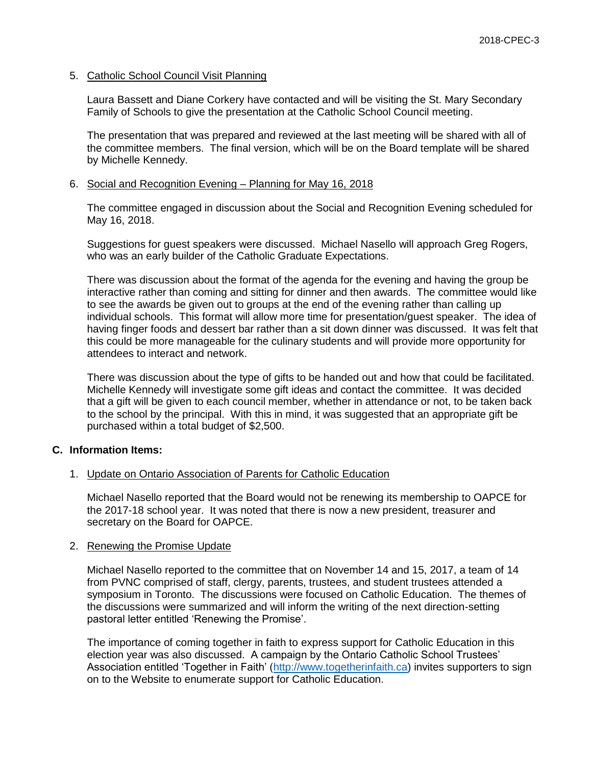5. Catholic School Council Visit Planning

   Laura Bassett and Diane Corkery have contacted and will be visiting the St. Mary Secondary Family of Schools to give the presentation at the Catholic School Council meeting.

   The presentation that was prepared and reviewed at the last meeting will be shared with all of the committee members. The final version, which will be on the Board template will be shared by Michelle Kennedy.

6. Social and Recognition Evening – Planning for May 16, 2018

   The committee engaged in discussion about the Social and Recognition Evening scheduled for May 16, 2018.

   Suggestions for guest speakers were discussed. Michael Nasello will approach Greg Rogers, who was an early builder of the Catholic Graduate Expectations.

   There was discussion about the format of the agenda for the evening and having the group be interactive rather than coming and sitting for dinner and then awards. The committee would like to see the awards be given out to groups at the end of the evening rather than calling up individual schools. This format will allow more time for presentation/guest speaker. The idea of having finger foods and dessert bar rather than a sit down dinner was discussed. It was felt that this could be more manageable for the culinary students and will provide more opportunity for attendees to interact and network.

   There was discussion about the type of gifts to be handed out and how that could be facilitated. Michelle Kennedy will investigate some gift ideas and contact the committee. It was decided that a gift will be given to each council member, whether in attendance or not, to be taken back to the school by the principal. With this in mind, it was suggested that an appropriate gift be purchased within a total budget of $2,500.

**C. Information Items:**

1. Update on Ontario Association of Parents for Catholic Education

   Michael Nasello reported that the Board would not be renewing its membership to OAPCE for the 2017-18 school year. It was noted that there is now a new president, treasurer and secretary on the Board for OAPCE.

2. Renewing the Promise Update

   Michael Nasello reported to the committee that on November 14 and 15, 2017, a team of 14 from PVNC comprised of staff, clergy, parents, trustees, and student trustees attended a symposium in Toronto. The discussions were focused on Catholic Education. The themes of the discussions were summarized and will inform the writing of the next direction-setting pastoral letter entitled 'Renewing the Promise'.

   The importance of coming together in faith to express support for Catholic Education in this election year was also discussed. A campaign by the Ontario Catholic School Trustees' Association entitled 'Together in Faith' (http://www.togetherinfaith.ca) invites supporters to sign on to the Website to enumerate support for Catholic Education.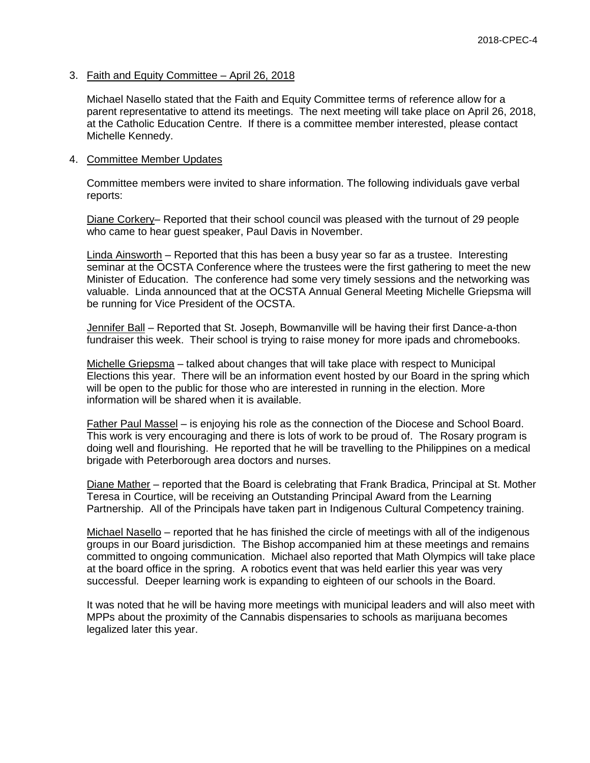3. Faith and Equity Committee – April 26, 2018

   Michael Nasello stated that the Faith and Equity Committee terms of reference allow for a parent representative to attend its meetings. The next meeting will take place on April 26, 2018, at the Catholic Education Centre. If there is a committee member interested, please contact Michelle Kennedy.

4. Committee Member Updates

   Committee members were invited to share information. The following individuals gave verbal reports:

   Diane Corkery– Reported that their school council was pleased with the turnout of 29 people who came to hear guest speaker, Paul Davis in November.

   Linda Ainsworth – Reported that this has been a busy year so far as a trustee. Interesting seminar at the OCSTA Conference where the trustees were the first gathering to meet the new Minister of Education. The conference had some very timely sessions and the networking was valuable. Linda announced that at the OCSTA Annual General Meeting Michelle Griepsma will be running for Vice President of the OCSTA.

   Jennifer Ball – Reported that St. Joseph, Bowmanville will be having their first Dance-a-thon fundraiser this week. Their school is trying to raise money for more ipads and chromebooks.

   Michelle Griepsma – talked about changes that will take place with respect to Municipal Elections this year. There will be an information event hosted by our Board in the spring which will be open to the public for those who are interested in running in the election. More information will be shared when it is available.

   Father Paul Massel – is enjoying his role as the connection of the Diocese and School Board. This work is very encouraging and there is lots of work to be proud of. The Rosary program is doing well and flourishing. He reported that he will be travelling to the Philippines on a medical brigade with Peterborough area doctors and nurses.

   Diane Mather – reported that the Board is celebrating that Frank Bradica, Principal at St. Mother Teresa in Courtice, will be receiving an Outstanding Principal Award from the Learning Partnership. All of the Principals have taken part in Indigenous Cultural Competency training.

   Michael Nasello – reported that he has finished the circle of meetings with all of the indigenous groups in our Board jurisdiction. The Bishop accompanied him at these meetings and remains committed to ongoing communication. Michael also reported that Math Olympics will take place at the board office in the spring. A robotics event that was held earlier this year was very successful. Deeper learning work is expanding to eighteen of our schools in the Board.

   It was noted that he will be having more meetings with municipal leaders and will also meet with MPPs about the proximity of the Cannabis dispensaries to schools as marijuana becomes legalized later this year.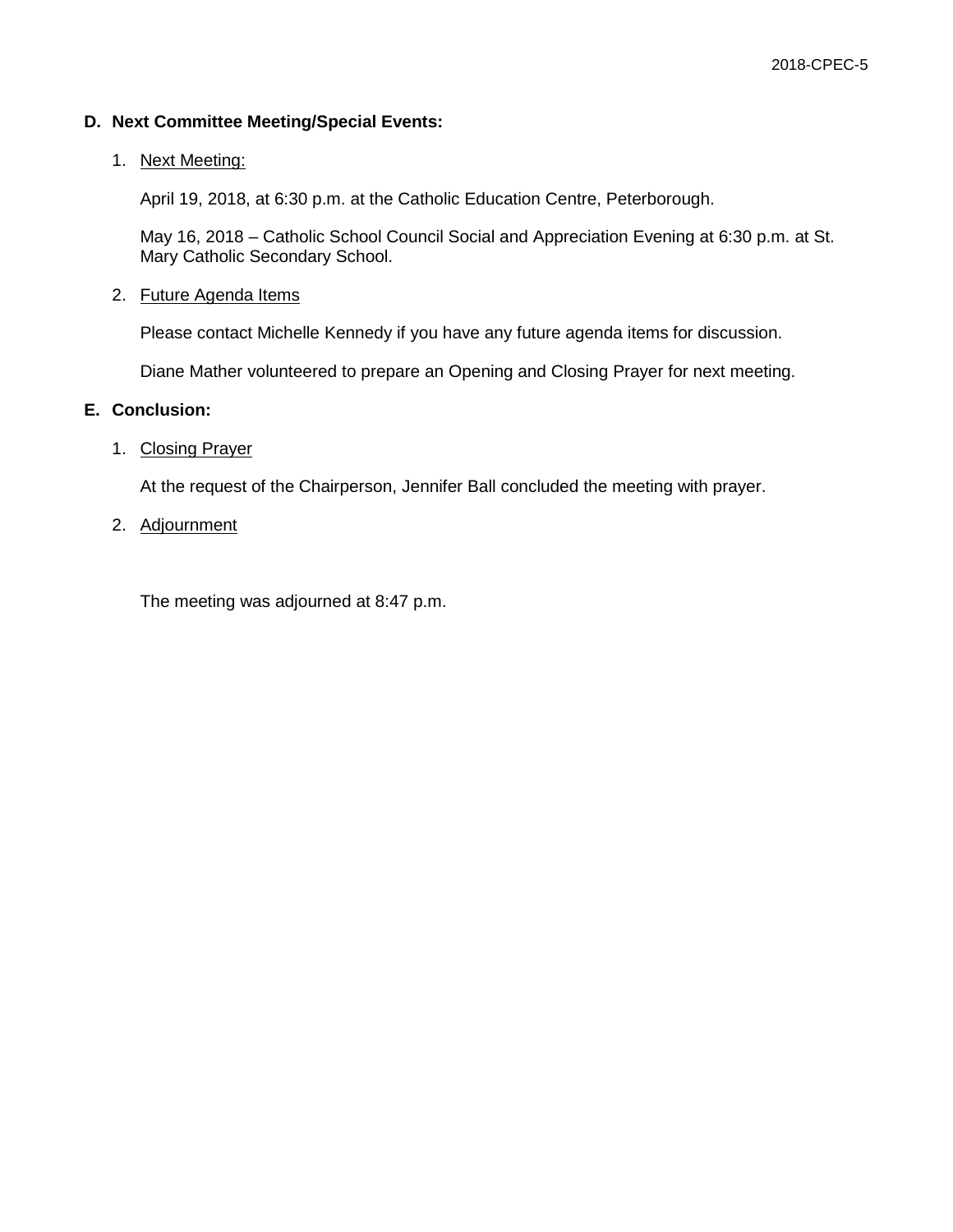## D. Next Committee Meeting/Special Events:

1. Next Meeting:

   April 19, 2018, at 6:30 p.m. at the Catholic Education Centre, Peterborough.

   May 16, 2018 – Catholic School Council Social and Appreciation Evening at 6:30 p.m. at St. Mary Catholic Secondary School.

2. Future Agenda Items

   Please contact Michelle Kennedy if you have any future agenda items for discussion.

   Diane Mather volunteered to prepare an Opening and Closing Prayer for next meeting.

## E. Conclusion:

1. Closing Prayer

   At the request of the Chairperson, Jennifer Ball concluded the meeting with prayer.

2. Adjournment

   The meeting was adjourned at 8:47 p.m.